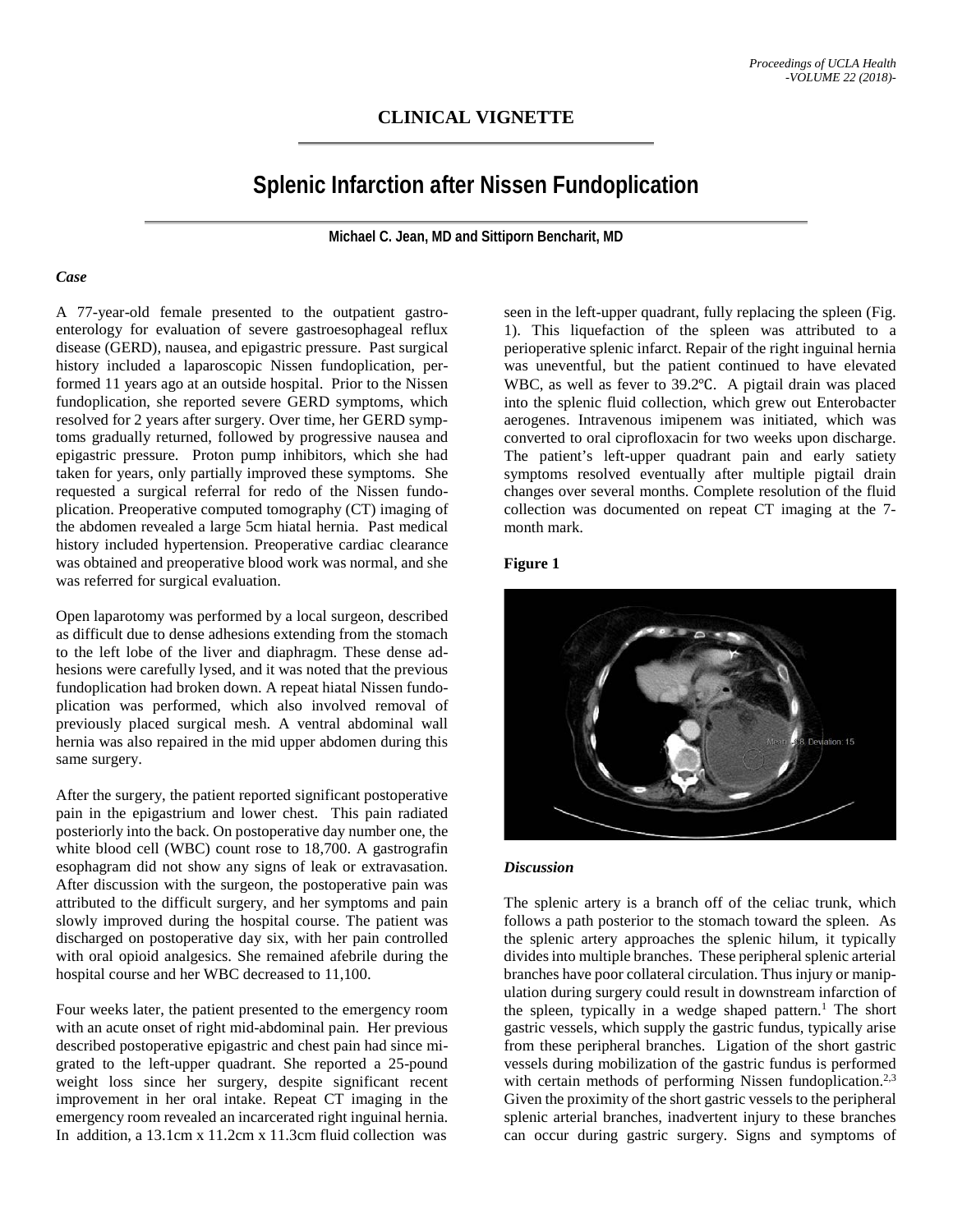**CLINICAL VIGNETTE**

# Splenic Infarction after Nissen Fundoplication

**Michael C. Jean, MD and Sittiporn Bencharit, MD**

### *Case*

A 77-year-old female presented to the outpatient gastroenterology for evaluation of severe gastroesophageal reflux disease (GERD), nausea, and epigastric pressure. Past surgical history included a laparoscopic Nissen fundoplication, performed 11 years ago at an outside hospital. Prior to the Nissen fundoplication, she reported severe GERD symptoms, which resolved for 2 years after surgery. Over time, her GERD symptoms gradually returned, followed by progressive nausea and epigastric pressure. Proton pump inhibitors, which she had taken for years, only partially improved these symptoms. She requested a surgical referral for redo of the Nissen fundoplication. Preoperative computed tomography (CT) imaging of the abdomen revealed a large 5cm hiatal hernia. Past medical history included hypertension. Preoperative cardiac clearance was obtained and preoperative blood work was normal, and she was referred for surgical evaluation.

Open laparotomy was performed by a local surgeon, described as difficult due to dense adhesions extending from the stomach to the left lobe of the liver and diaphragm. These dense adhesions were carefully lysed, and it was noted that the previous fundoplication had broken down. A repeat hiatal Nissen fundoplication was performed, which also involved removal of previously placed surgical mesh. A ventral abdominal wall hernia was also repaired in the mid upper abdomen during this same surgery.

After the surgery, the patient reported significant postoperative pain in the epigastrium and lower chest. This pain radiated posteriorly into the back. On postoperative day number one, the white blood cell (WBC) count rose to 18,700. A gastrografin esophagram did not show any signs of leak or extravasation. After discussion with the surgeon, the postoperative pain was attributed to the difficult surgery, and her symptoms and pain slowly improved during the hospital course. The patient was discharged on postoperative day six, with her pain controlled with oral opioid analgesics. She remained afebrile during the hospital course and her WBC decreased to 11,100.

Four weeks later, the patient presented to the emergency room with an acute onset of right mid-abdominal pain. Her previous described postoperative epigastric and chest pain had since migrated to the left-upper quadrant. She reported a 25-pound weight loss since her surgery, despite significant recent improvement in her oral intake. Repeat CT imaging in the emergency room revealed an incarcerated right inguinal hernia. In addition, a 13.1cm x 11.2cm x 11.3cm fluid collection was seen in the left-upper quadrant, fully replacing the spleen (Fig. 1). This liquefaction of the spleen was attributed to a perioperative splenic infarct. Repair of the right inguinal hernia was uneventful, but the patient continued to have elevated WBC, as well as fever to 39.2℃. A pigtail drain was placed into the splenic fluid collection, which grew out Enterobacter aerogenes. Intravenous imipenem was initiated, which was converted to oral ciprofloxacin for two weeks upon discharge. The patient's left-upper quadrant pain and early satiety symptoms resolved eventually after multiple pigtail drain changes over several months. Complete resolution of the fluid collection was documented on repeat CT imaging at the 7-month mark.

**Figure 1**

### *Discussion*

The splenic artery is a branch off of the celiac trunk, which follows a path posterior to the stomach toward the spleen. As the splenic artery approaches the splenic hilum, it typically divides into multiple branches. These peripheral splenic arterial branches have poor collateral circulation. Thus injury or manipulation during surgery could result in downstream infarction of the spleen, typically in a wedge shaped pattern.[1] The short gastric vessels, which supply the gastric fundus, typically arise from these peripheral branches. Ligation of the short gastric vessels during mobilization of the gastric fundus is performed with certain methods of performing Nissen fundoplication.[2,3] Given the proximity of the short gastric vessels to the peripheral splenic arterial branches, inadvertent injury to these branches can occur during gastric surgery. Signs and symptoms of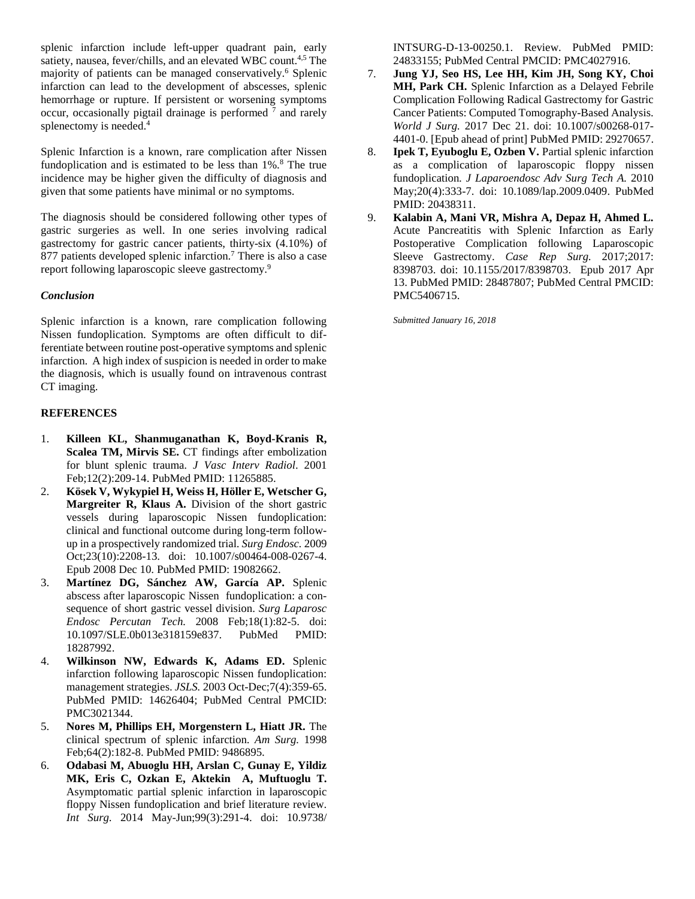splenic infarction include left-upper quadrant pain, early satiety, nausea, fever/chills, and an elevated WBC count.[4,5] The majority of patients can be managed conservatively.[6] Splenic infarction can lead to the development of abscesses, splenic hemorrhage or rupture. If persistent or worsening symptoms occur, occasionally pigtail drainage is performed [7] and rarely splenectomy is needed.[4]

Splenic Infarction is a known, rare complication after Nissen fundoplication and is estimated to be less than 1%.[8] The true incidence may be higher given the difficulty of diagnosis and given that some patients have minimal or no symptoms.

The diagnosis should be considered following other types of gastric surgeries as well. In one series involving radical gastrectomy for gastric cancer patients, thirty-six (4.10%) of 877 patients developed splenic infarction.[7] There is also a case report following laparoscopic sleeve gastrectomy.[9]

### *Conclusion*

Splenic infarction is a known, rare complication following Nissen fundoplication. Symptoms are often difficult to differentiate between routine post-operative symptoms and splenic infarction. A high index of suspicion is needed in order to make the diagnosis, which is usually found on intravenous contrast CT imaging.

## REFERENCES

1. **Killeen KL, Shanmuganathan K, Boyd-Kranis R, Scalea TM, Mirvis SE.** CT findings after embolization for blunt splenic trauma. *J Vasc Interv Radiol*. 2001 Feb;12(2):209-14. PubMed PMID: 11265885.
2. **Kösek V, Wykypiel H, Weiss H, Höller E, Wetscher G, Margreiter R, Klaus A.** Division of the short gastric vessels during laparoscopic Nissen fundoplication: clinical and functional outcome during long-term follow-up in a prospectively randomized trial. *Surg Endosc*. 2009 Oct;23(10):2208-13. doi: 10.1007/s00464-008-0267-4. Epub 2008 Dec 10. PubMed PMID: 19082662.
3. **Martínez DG, Sánchez AW, García AP.** Splenic abscess after laparoscopic Nissen fundoplication: a consequence of short gastric vessel division. *Surg Laparosc Endosc Percutan Tech.* 2008 Feb;18(1):82-5. doi: 10.1097/SLE.0b013e318159e837. PubMed PMID: 18287992.
4. **Wilkinson NW, Edwards K, Adams ED.** Splenic infarction following laparoscopic Nissen fundoplication: management strategies. *JSLS*. 2003 Oct-Dec;7(4):359-65. PubMed PMID: 14626404; PubMed Central PMCID: PMC3021344.
5. **Nores M, Phillips EH, Morgenstern L, Hiatt JR.** The clinical spectrum of splenic infarction. *Am Surg.* 1998 Feb;64(2):182-8. PubMed PMID: 9486895.
6. **Odabasi M, Abuoglu HH, Arslan C, Gunay E, Yildiz MK, Eris C, Ozkan E, Aktekin A, Muftuoglu T.** Asymptomatic partial splenic infarction in laparoscopic floppy Nissen fundoplication and brief literature review. *Int Surg*. 2014 May-Jun;99(3):291-4. doi: 10.9738/INTSURG-D-13-00250.1. Review. PubMed PMID: 24833155; PubMed Central PMCID: PMC4027916.
7. **Jung YJ, Seo HS, Lee HH, Kim JH, Song KY, Choi MH, Park CH.** Splenic Infarction as a Delayed Febrile Complication Following Radical Gastrectomy for Gastric Cancer Patients: Computed Tomography-Based Analysis. *World J Surg.* 2017 Dec 21. doi: 10.1007/s00268-017-4401-0. [Epub ahead of print] PubMed PMID: 29270657.
8. **Ipek T, Eyuboglu E, Ozben V.** Partial splenic infarction as a complication of laparoscopic floppy nissen fundoplication. *J Laparoendosc Adv Surg Tech A.* 2010 May;20(4):333-7. doi: 10.1089/lap.2009.0409. PubMed PMID: 20438311.
9. **Kalabin A, Mani VR, Mishra A, Depaz H, Ahmed L.** Acute Pancreatitis with Splenic Infarction as Early Postoperative Complication following Laparoscopic Sleeve Gastrectomy. *Case Rep Surg.* 2017;2017: 8398703. doi: 10.1155/2017/8398703. Epub 2017 Apr 13. PubMed PMID: 28487807; PubMed Central PMCID: PMC5406715.

*Submitted January 16, 2018*